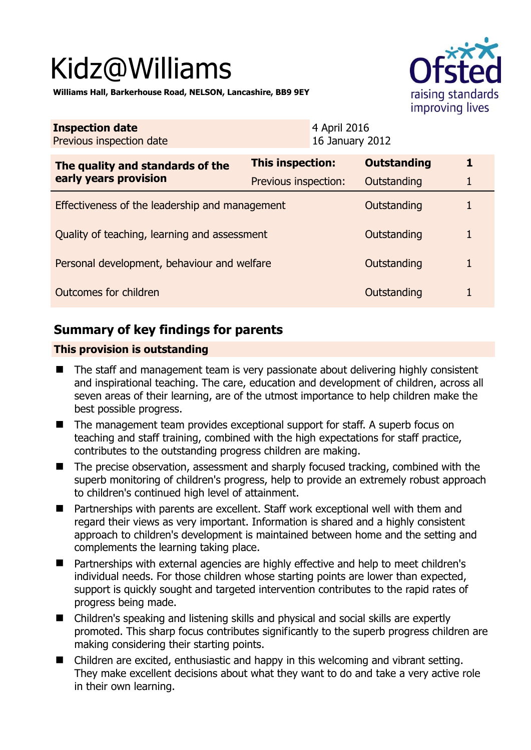# Kidz@Williams

**Williams Hall, Barkerhouse Road, NELSON, Lancashire, BB9 9EY**

| **Inspection date** | 4 April 2016 |
|---|---|
| Previous inspection date | 16 January 2012 |

| **The quality and standards of the early years provision** | **This inspection:** | **Outstanding** | **1** |
|---|---|---|---|
| | Previous inspection: | Outstanding | 1 |
| Effectiveness of the leadership and management | | Outstanding | 1 |
| Quality of teaching, learning and assessment | | Outstanding | 1 |
| Personal development, behaviour and welfare | | Outstanding | 1 |
| Outcomes for children | | Outstanding | 1 |

## Summary of key findings for parents

**This provision is outstanding**

- The staff and management team is very passionate about delivering highly consistent and inspirational teaching. The care, education and development of children, across all seven areas of their learning, are of the utmost importance to help children make the best possible progress.
- The management team provides exceptional support for staff. A superb focus on teaching and staff training, combined with the high expectations for staff practice, contributes to the outstanding progress children are making.
- The precise observation, assessment and sharply focused tracking, combined with the superb monitoring of children's progress, help to provide an extremely robust approach to children's continued high level of attainment.
- Partnerships with parents are excellent. Staff work exceptional well with them and regard their views as very important. Information is shared and a highly consistent approach to children's development is maintained between home and the setting and complements the learning taking place.
- Partnerships with external agencies are highly effective and help to meet children's individual needs. For those children whose starting points are lower than expected, support is quickly sought and targeted intervention contributes to the rapid rates of progress being made.
- Children's speaking and listening skills and physical and social skills are expertly promoted. This sharp focus contributes significantly to the superb progress children are making considering their starting points.
- Children are excited, enthusiastic and happy in this welcoming and vibrant setting. They make excellent decisions about what they want to do and take a very active role in their own learning.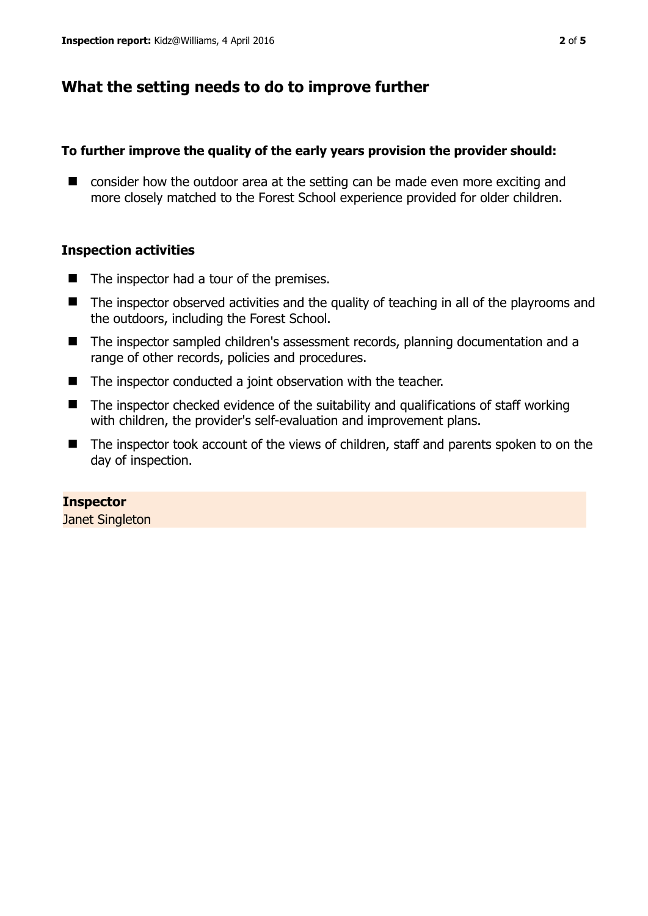## What the setting needs to do to improve further

**To further improve the quality of the early years provision the provider should:**

- consider how the outdoor area at the setting can be made even more exciting and more closely matched to the Forest School experience provided for older children.

### Inspection activities

- The inspector had a tour of the premises.
- The inspector observed activities and the quality of teaching in all of the playrooms and the outdoors, including the Forest School.
- The inspector sampled children's assessment records, planning documentation and a range of other records, policies and procedures.
- The inspector conducted a joint observation with the teacher.
- The inspector checked evidence of the suitability and qualifications of staff working with children, the provider's self-evaluation and improvement plans.
- The inspector took account of the views of children, staff and parents spoken to on the day of inspection.

**Inspector**
Janet Singleton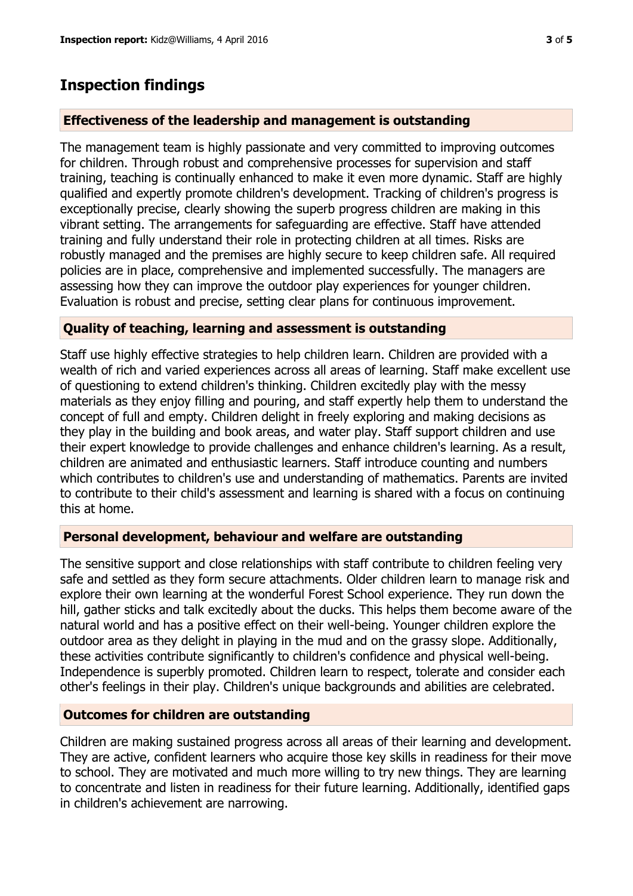# Inspection findings

### Effectiveness of the leadership and management is outstanding

The management team is highly passionate and very committed to improving outcomes for children. Through robust and comprehensive processes for supervision and staff training, teaching is continually enhanced to make it even more dynamic. Staff are highly qualified and expertly promote children's development. Tracking of children's progress is exceptionally precise, clearly showing the superb progress children are making in this vibrant setting. The arrangements for safeguarding are effective. Staff have attended training and fully understand their role in protecting children at all times. Risks are robustly managed and the premises are highly secure to keep children safe. All required policies are in place, comprehensive and implemented successfully. The managers are assessing how they can improve the outdoor play experiences for younger children. Evaluation is robust and precise, setting clear plans for continuous improvement.

### Quality of teaching, learning and assessment is outstanding

Staff use highly effective strategies to help children learn. Children are provided with a wealth of rich and varied experiences across all areas of learning. Staff make excellent use of questioning to extend children's thinking. Children excitedly play with the messy materials as they enjoy filling and pouring, and staff expertly help them to understand the concept of full and empty. Children delight in freely exploring and making decisions as they play in the building and book areas, and water play. Staff support children and use their expert knowledge to provide challenges and enhance children's learning. As a result, children are animated and enthusiastic learners. Staff introduce counting and numbers which contributes to children's use and understanding of mathematics. Parents are invited to contribute to their child's assessment and learning is shared with a focus on continuing this at home.

### Personal development, behaviour and welfare are outstanding

The sensitive support and close relationships with staff contribute to children feeling very safe and settled as they form secure attachments. Older children learn to manage risk and explore their own learning at the wonderful Forest School experience. They run down the hill, gather sticks and talk excitedly about the ducks. This helps them become aware of the natural world and has a positive effect on their well-being. Younger children explore the outdoor area as they delight in playing in the mud and on the grassy slope. Additionally, these activities contribute significantly to children's confidence and physical well-being. Independence is superbly promoted. Children learn to respect, tolerate and consider each other's feelings in their play. Children's unique backgrounds and abilities are celebrated.

### Outcomes for children are outstanding

Children are making sustained progress across all areas of their learning and development. They are active, confident learners who acquire those key skills in readiness for their move to school. They are motivated and much more willing to try new things. They are learning to concentrate and listen in readiness for their future learning. Additionally, identified gaps in children's achievement are narrowing.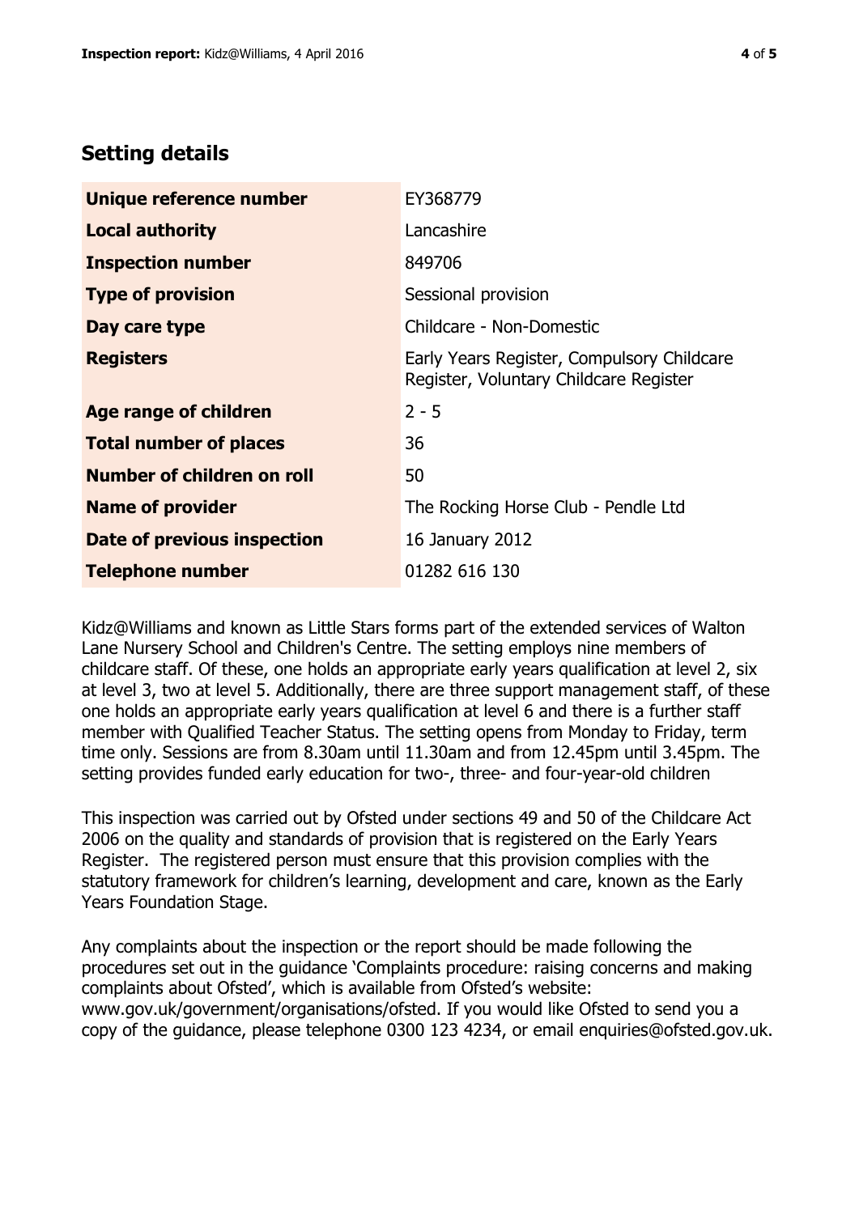## Setting details

| | |
|---|---|
| **Unique reference number** | EY368779 |
| **Local authority** | Lancashire |
| **Inspection number** | 849706 |
| **Type of provision** | Sessional provision |
| **Day care type** | Childcare - Non-Domestic |
| **Registers** | Early Years Register, Compulsory Childcare Register, Voluntary Childcare Register |
| **Age range of children** | 2 - 5 |
| **Total number of places** | 36 |
| **Number of children on roll** | 50 |
| **Name of provider** | The Rocking Horse Club - Pendle Ltd |
| **Date of previous inspection** | 16 January 2012 |
| **Telephone number** | 01282 616 130 |

Kidz@Williams and known as Little Stars forms part of the extended services of Walton Lane Nursery School and Children's Centre. The setting employs nine members of childcare staff. Of these, one holds an appropriate early years qualification at level 2, six at level 3, two at level 5. Additionally, there are three support management staff, of these one holds an appropriate early years qualification at level 6 and there is a further staff member with Qualified Teacher Status. The setting opens from Monday to Friday, term time only. Sessions are from 8.30am until 11.30am and from 12.45pm until 3.45pm. The setting provides funded early education for two-, three- and four-year-old children

This inspection was carried out by Ofsted under sections 49 and 50 of the Childcare Act 2006 on the quality and standards of provision that is registered on the Early Years Register. The registered person must ensure that this provision complies with the statutory framework for children's learning, development and care, known as the Early Years Foundation Stage.

Any complaints about the inspection or the report should be made following the procedures set out in the guidance 'Complaints procedure: raising concerns and making complaints about Ofsted', which is available from Ofsted's website: www.gov.uk/government/organisations/ofsted. If you would like Ofsted to send you a copy of the guidance, please telephone 0300 123 4234, or email enquiries@ofsted.gov.uk.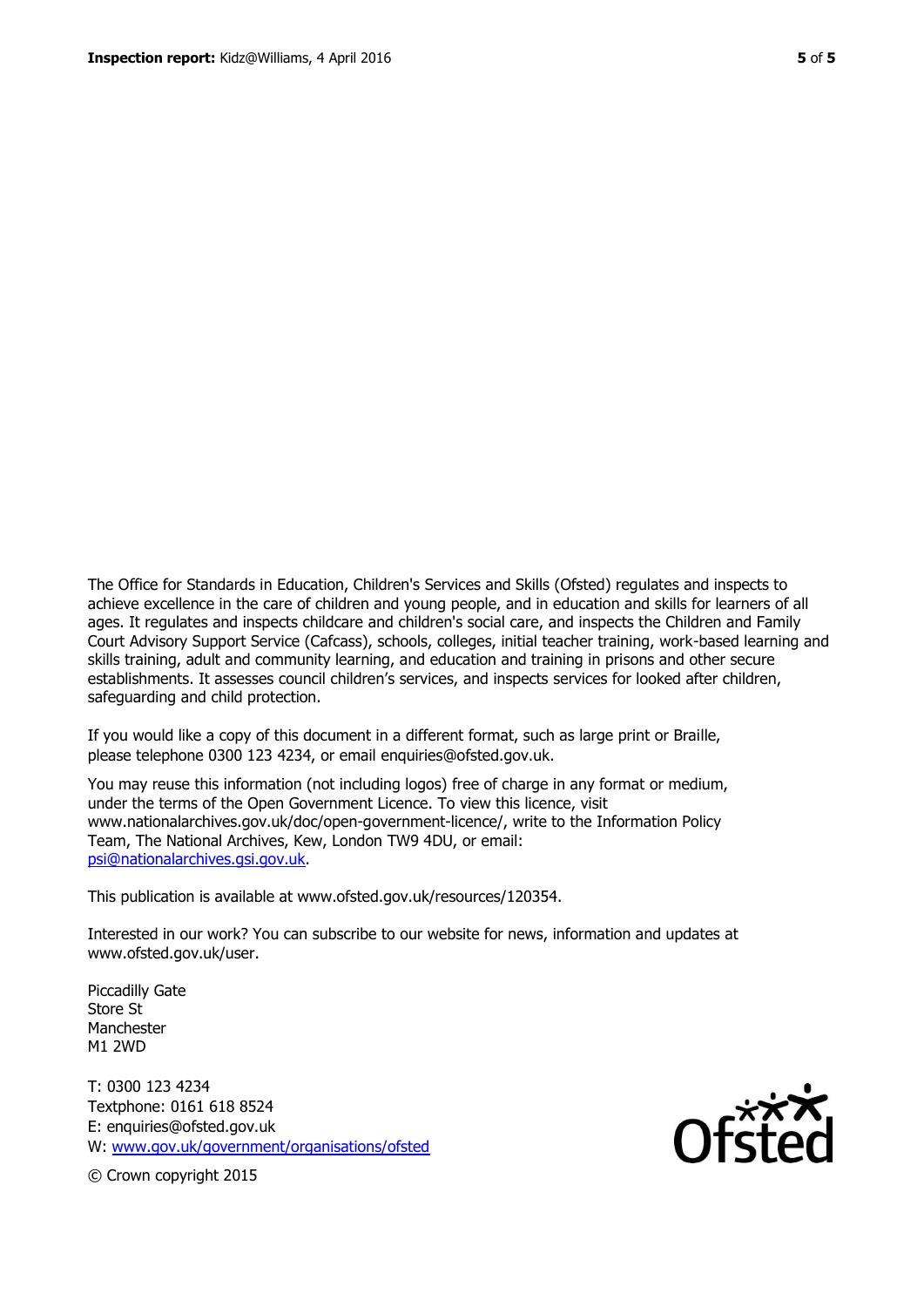The Office for Standards in Education, Children's Services and Skills (Ofsted) regulates and inspects to achieve excellence in the care of children and young people, and in education and skills for learners of all ages. It regulates and inspects childcare and children's social care, and inspects the Children and Family Court Advisory Support Service (Cafcass), schools, colleges, initial teacher training, work-based learning and skills training, adult and community learning, and education and training in prisons and other secure establishments. It assesses council children's services, and inspects services for looked after children, safeguarding and child protection.

If you would like a copy of this document in a different format, such as large print or Braille, please telephone 0300 123 4234, or email enquiries@ofsted.gov.uk.

You may reuse this information (not including logos) free of charge in any format or medium, under the terms of the Open Government Licence. To view this licence, visit www.nationalarchives.gov.uk/doc/open-government-licence/, write to the Information Policy Team, The National Archives, Kew, London TW9 4DU, or email: psi@nationalarchives.gsi.gov.uk.

This publication is available at www.ofsted.gov.uk/resources/120354.

Interested in our work? You can subscribe to our website for news, information and updates at www.ofsted.gov.uk/user.

Piccadilly Gate
Store St
Manchester
M1 2WD

T: 0300 123 4234
Textphone: 0161 618 8524
E: enquiries@ofsted.gov.uk
W: www.gov.uk/government/organisations/ofsted

© Crown copyright 2015